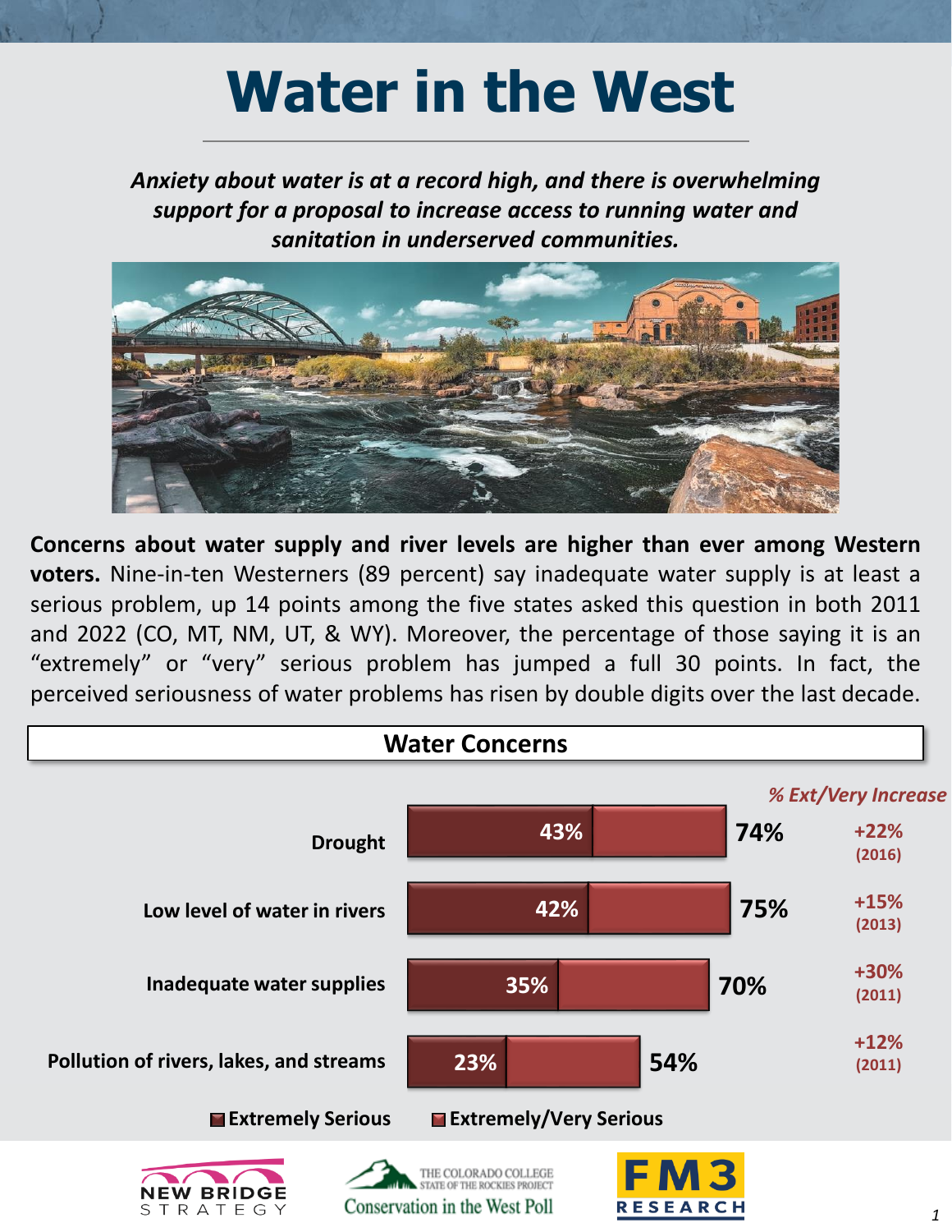# Water in the West

*Anxiety about water is at a record high, and there is overwhelming support for a proposal to increase access to running water and sanitation in underserved communities.*

**Concerns about water supply and river levels are higher than ever among Western voters.** Nine-in-ten Westerners (89 percent) say inadequate water supply is at least a serious problem, up 14 points among the five states asked this question in both 2011 and 2022 (CO, MT, NM, UT, & WY). Moreover, the percentage of those saying it is an "extremely" or "very" serious problem has jumped a full 30 points. In fact, the perceived seriousness of water problems has risen by double digits over the last decade.

### Water Concerns

| | Extremely Serious | Extremely/Very Serious | % Ext/Very Increase |
|---|---|---|---|
| Drought | 43% | 74% | +22% (2016) |
| Low level of water in rivers | 42% | 75% | +15% (2013) |
| Inadequate water supplies | 35% | 70% | +30% (2011) |
| Pollution of rivers, lakes, and streams | 23% | 54% | +12% (2011) |

NEW BRIDGE STRATEGY | THE COLORADO COLLEGE STATE OF THE ROCKIES PROJECT Conservation in the West Poll | FM3 RESEARCH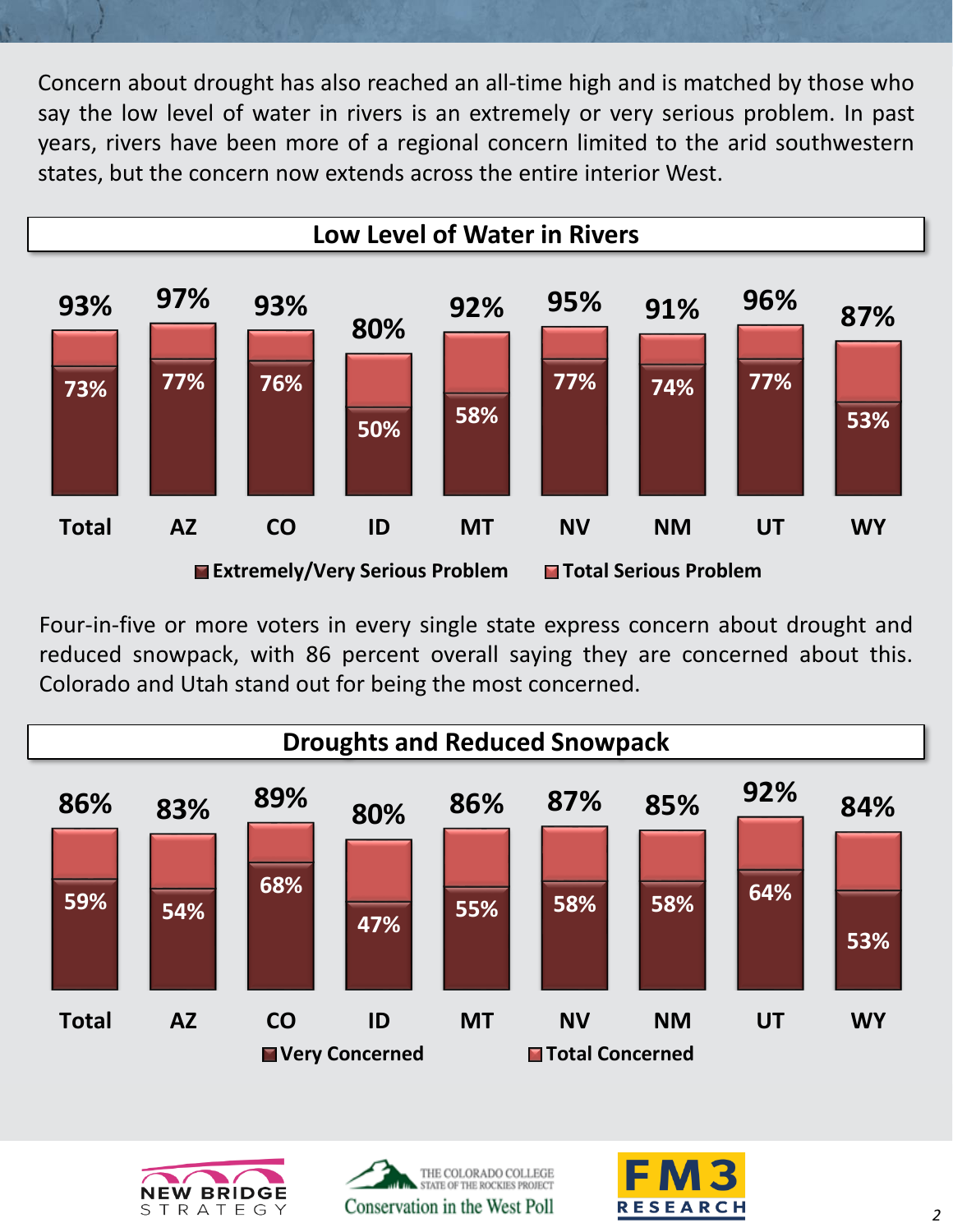Concern about drought has also reached an all-time high and is matched by those who say the low level of water in rivers is an extremely or very serious problem. In past years, rivers have been more of a regional concern limited to the arid southwestern states, but the concern now extends across the entire interior West.

**Low Level of Water in Rivers**

| | Total | AZ | CO | ID | MT | NV | NM | UT | WY |
|---|---|---|---|---|---|---|---|---|---|
| Extremely/Very Serious Problem | 73% | 77% | 76% | 50% | 58% | 77% | 74% | 77% | 53% |
| Total Serious Problem | 93% | 97% | 93% | 80% | 92% | 95% | 91% | 96% | 87% |

Four-in-five or more voters in every single state express concern about drought and reduced snowpack, with 86 percent overall saying they are concerned about this. Colorado and Utah stand out for being the most concerned.

**Droughts and Reduced Snowpack**

| | Total | AZ | CO | ID | MT | NV | NM | UT | WY |
|---|---|---|---|---|---|---|---|---|---|
| Very Concerned | 59% | 54% | 68% | 47% | 55% | 58% | 58% | 64% | 53% |
| Total Concerned | 86% | 83% | 89% | 80% | 86% | 87% | 85% | 92% | 84% |

NEW BRIDGE STRATEGY

THE COLORADO COLLEGE STATE OF THE ROCKIES PROJECT Conservation in the West Poll

FM3 RESEARCH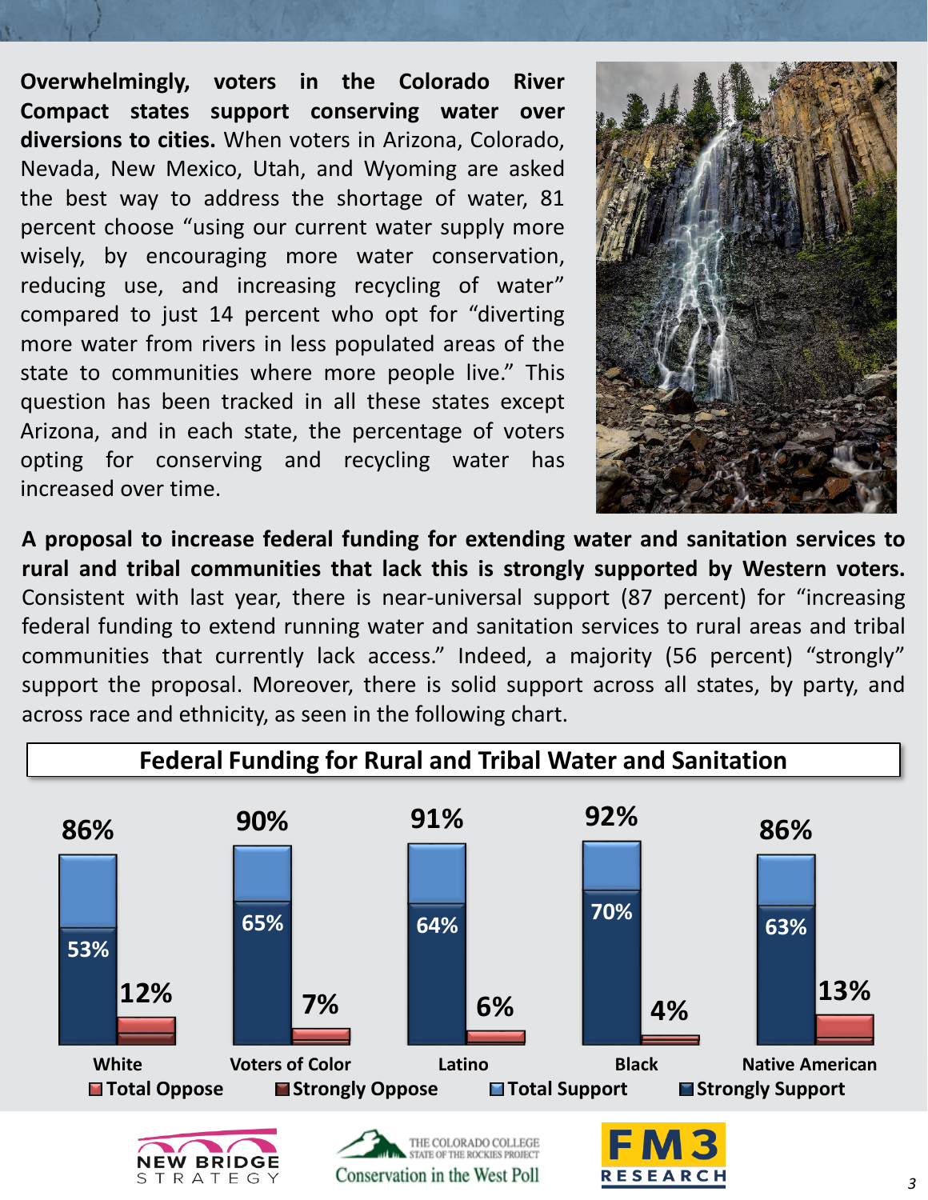**Overwhelmingly, voters in the Colorado River Compact states support conserving water over diversions to cities.** When voters in Arizona, Colorado, Nevada, New Mexico, Utah, and Wyoming are asked the best way to address the shortage of water, 81 percent choose "using our current water supply more wisely, by encouraging more water conservation, reducing use, and increasing recycling of water" compared to just 14 percent who opt for "diverting more water from rivers in less populated areas of the state to communities where more people live." This question has been tracked in all these states except Arizona, and in each state, the percentage of voters opting for conserving and recycling water has increased over time.

**A proposal to increase federal funding for extending water and sanitation services to rural and tribal communities that lack this is strongly supported by Western voters.** Consistent with last year, there is near-universal support (87 percent) for "increasing federal funding to extend running water and sanitation services to rural areas and tribal communities that currently lack access." Indeed, a majority (56 percent) "strongly" support the proposal. Moreover, there is solid support across all states, by party, and across race and ethnicity, as seen in the following chart.

**Federal Funding for Rural and Tribal Water and Sanitation**

White: 86%, 53%, 12%

Voters of Color: 90%, 65%, 7%

Latino: 91%, 64%, 6%

Black: 92%, 70%, 4%

Native American: 86%, 63%, 13%

Total Oppose | Strongly Oppose | Total Support | Strongly Support

NEW BRIDGE STRATEGY

THE COLORADO COLLEGE STATE OF THE ROCKIES PROJECT — Conservation in the West Poll

FM3 RESEARCH